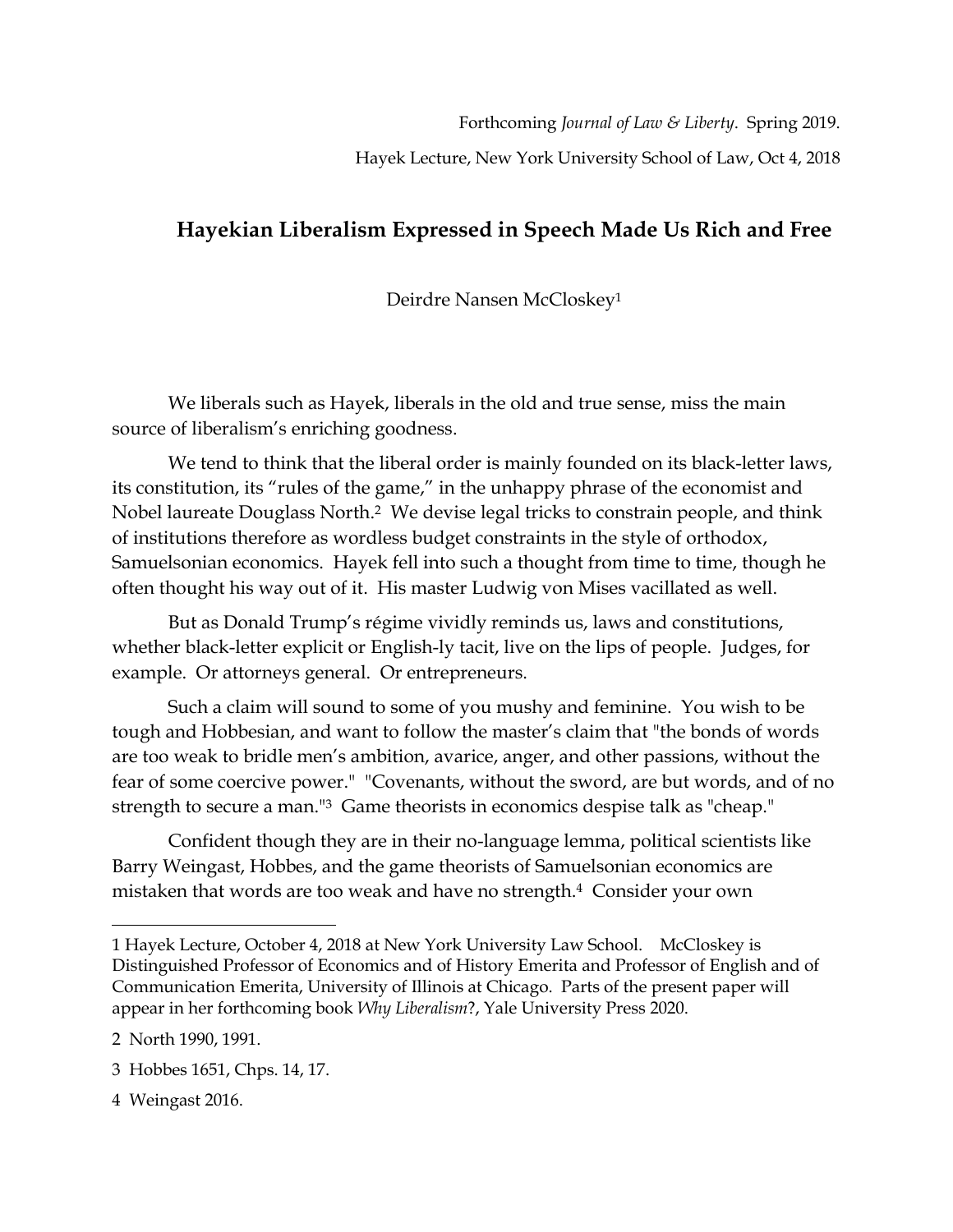Forthcoming *Journal of Law & Liberty*. Spring 2019.

Hayek Lecture, New York University School of Law, Oct 4, 2018

# Hayekian Liberalism Expressed in Speech Made Us Rich and Free

Deirdre Nansen McCloskey[1]

We liberals such as Hayek, liberals in the old and true sense, miss the main source of liberalism's enriching goodness.

We tend to think that the liberal order is mainly founded on its black-letter laws, its constitution, its "rules of the game," in the unhappy phrase of the economist and Nobel laureate Douglass North.[2] We devise legal tricks to constrain people, and think of institutions therefore as wordless budget constraints in the style of orthodox, Samuelsonian economics. Hayek fell into such a thought from time to time, though he often thought his way out of it. His master Ludwig von Mises vacillated as well.

But as Donald Trump's régime vividly reminds us, laws and constitutions, whether black-letter explicit or English-ly tacit, live on the lips of people. Judges, for example. Or attorneys general. Or entrepreneurs.

Such a claim will sound to some of you mushy and feminine. You wish to be tough and Hobbesian, and want to follow the master's claim that "the bonds of words are too weak to bridle men's ambition, avarice, anger, and other passions, without the fear of some coercive power." "Covenants, without the sword, are but words, and of no strength to secure a man."[3] Game theorists in economics despise talk as "cheap."

Confident though they are in their no-language lemma, political scientists like Barry Weingast, Hobbes, and the game theorists of Samuelsonian economics are mistaken that words are too weak and have no strength.[4] Consider your own

---

1 Hayek Lecture, October 4, 2018 at New York University Law School. McCloskey is Distinguished Professor of Economics and of History Emerita and Professor of English and of Communication Emerita, University of Illinois at Chicago. Parts of the present paper will appear in her forthcoming book *Why Liberalism*?, Yale University Press 2020.

2 North 1990, 1991.

3 Hobbes 1651, Chps. 14, 17.

4 Weingast 2016.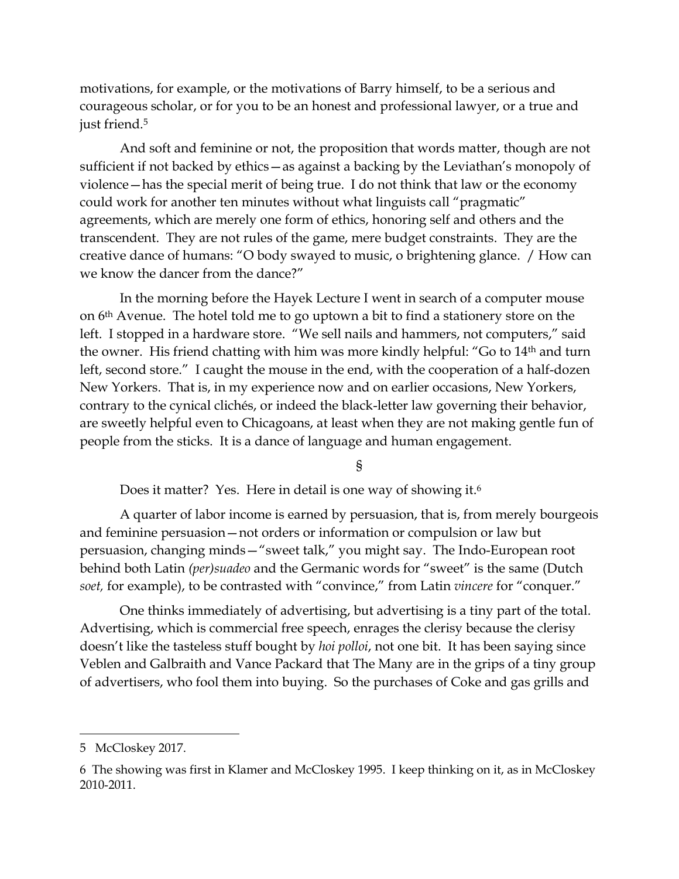motivations, for example, or the motivations of Barry himself, to be a serious and courageous scholar, or for you to be an honest and professional lawyer, or a true and just friend.[5]

And soft and feminine or not, the proposition that words matter, though are not sufficient if not backed by ethics—as against a backing by the Leviathan's monopoly of violence—has the special merit of being true. I do not think that law or the economy could work for another ten minutes without what linguists call "pragmatic" agreements, which are merely one form of ethics, honoring self and others and the transcendent. They are not rules of the game, mere budget constraints. They are the creative dance of humans: "O body swayed to music, o brightening glance. / How can we know the dancer from the dance?"

In the morning before the Hayek Lecture I went in search of a computer mouse on 6th Avenue. The hotel told me to go uptown a bit to find a stationery store on the left. I stopped in a hardware store. "We sell nails and hammers, not computers," said the owner. His friend chatting with him was more kindly helpful: "Go to 14th and turn left, second store." I caught the mouse in the end, with the cooperation of a half-dozen New Yorkers. That is, in my experience now and on earlier occasions, New Yorkers, contrary to the cynical clichés, or indeed the black-letter law governing their behavior, are sweetly helpful even to Chicagoans, at least when they are not making gentle fun of people from the sticks. It is a dance of language and human engagement.

§

Does it matter? Yes. Here in detail is one way of showing it.[6]

A quarter of labor income is earned by persuasion, that is, from merely bourgeois and feminine persuasion—not orders or information or compulsion or law but persuasion, changing minds—"sweet talk," you might say. The Indo-European root behind both Latin *(per)suadeo* and the Germanic words for "sweet" is the same (Dutch *soet,* for example), to be contrasted with "convince," from Latin *vincere* for "conquer."

One thinks immediately of advertising, but advertising is a tiny part of the total. Advertising, which is commercial free speech, enrages the clerisy because the clerisy doesn't like the tasteless stuff bought by *hoi polloi*, not one bit. It has been saying since Veblen and Galbraith and Vance Packard that The Many are in the grips of a tiny group of advertisers, who fool them into buying. So the purchases of Coke and gas grills and

---

5 McCloskey 2017.

6 The showing was first in Klamer and McCloskey 1995. I keep thinking on it, as in McCloskey 2010-2011.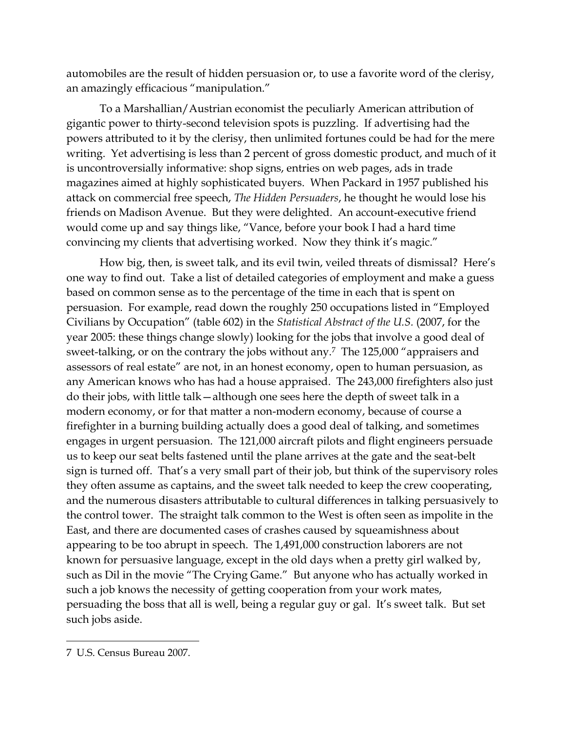automobiles are the result of hidden persuasion or, to use a favorite word of the clerisy, an amazingly efficacious "manipulation."

To a Marshallian/Austrian economist the peculiarly American attribution of gigantic power to thirty-second television spots is puzzling. If advertising had the powers attributed to it by the clerisy, then unlimited fortunes could be had for the mere writing. Yet advertising is less than 2 percent of gross domestic product, and much of it is uncontroversially informative: shop signs, entries on web pages, ads in trade magazines aimed at highly sophisticated buyers. When Packard in 1957 published his attack on commercial free speech, *The Hidden Persuaders*, he thought he would lose his friends on Madison Avenue. But they were delighted. An account-executive friend would come up and say things like, "Vance, before your book I had a hard time convincing my clients that advertising worked. Now they think it's magic."

How big, then, is sweet talk, and its evil twin, veiled threats of dismissal? Here's one way to find out. Take a list of detailed categories of employment and make a guess based on common sense as to the percentage of the time in each that is spent on persuasion. For example, read down the roughly 250 occupations listed in "Employed Civilians by Occupation" (table 602) in the *Statistical Abstract of the U.S.* (2007, for the year 2005: these things change slowly) looking for the jobs that involve a good deal of sweet-talking, or on the contrary the jobs without any.[7] The 125,000 "appraisers and assessors of real estate" are not, in an honest economy, open to human persuasion, as any American knows who has had a house appraised. The 243,000 firefighters also just do their jobs, with little talk—although one sees here the depth of sweet talk in a modern economy, or for that matter a non-modern economy, because of course a firefighter in a burning building actually does a good deal of talking, and sometimes engages in urgent persuasion. The 121,000 aircraft pilots and flight engineers persuade us to keep our seat belts fastened until the plane arrives at the gate and the seat-belt sign is turned off. That's a very small part of their job, but think of the supervisory roles they often assume as captains, and the sweet talk needed to keep the crew cooperating, and the numerous disasters attributable to cultural differences in talking persuasively to the control tower. The straight talk common to the West is often seen as impolite in the East, and there are documented cases of crashes caused by squeamishness about appearing to be too abrupt in speech. The 1,491,000 construction laborers are not known for persuasive language, except in the old days when a pretty girl walked by, such as Dil in the movie "The Crying Game." But anyone who has actually worked in such a job knows the necessity of getting cooperation from your work mates, persuading the boss that all is well, being a regular guy or gal. It's sweet talk. But set such jobs aside.

---

7 U.S. Census Bureau 2007.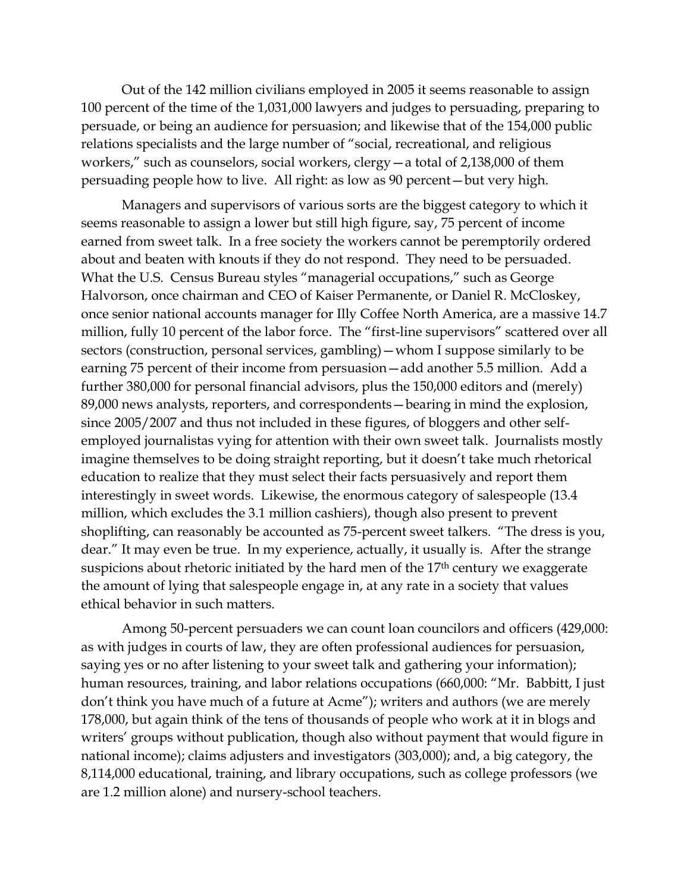Out of the 142 million civilians employed in 2005 it seems reasonable to assign 100 percent of the time of the 1,031,000 lawyers and judges to persuading, preparing to persuade, or being an audience for persuasion; and likewise that of the 154,000 public relations specialists and the large number of "social, recreational, and religious workers," such as counselors, social workers, clergy—a total of 2,138,000 of them persuading people how to live. All right: as low as 90 percent—but very high.

Managers and supervisors of various sorts are the biggest category to which it seems reasonable to assign a lower but still high figure, say, 75 percent of income earned from sweet talk. In a free society the workers cannot be peremptorily ordered about and beaten with knouts if they do not respond. They need to be persuaded. What the U.S. Census Bureau styles "managerial occupations," such as George Halvorson, once chairman and CEO of Kaiser Permanente, or Daniel R. McCloskey, once senior national accounts manager for Illy Coffee North America, are a massive 14.7 million, fully 10 percent of the labor force. The "first-line supervisors" scattered over all sectors (construction, personal services, gambling)—whom I suppose similarly to be earning 75 percent of their income from persuasion—add another 5.5 million. Add a further 380,000 for personal financial advisors, plus the 150,000 editors and (merely) 89,000 news analysts, reporters, and correspondents—bearing in mind the explosion, since 2005/2007 and thus not included in these figures, of bloggers and other self-employed journalistas vying for attention with their own sweet talk. Journalists mostly imagine themselves to be doing straight reporting, but it doesn't take much rhetorical education to realize that they must select their facts persuasively and report them interestingly in sweet words. Likewise, the enormous category of salespeople (13.4 million, which excludes the 3.1 million cashiers), though also present to prevent shoplifting, can reasonably be accounted as 75-percent sweet talkers. "The dress is you, dear." It may even be true. In my experience, actually, it usually is. After the strange suspicions about rhetoric initiated by the hard men of the 17th century we exaggerate the amount of lying that salespeople engage in, at any rate in a society that values ethical behavior in such matters.

Among 50-percent persuaders we can count loan councilors and officers (429,000: as with judges in courts of law, they are often professional audiences for persuasion, saying yes or no after listening to your sweet talk and gathering your information); human resources, training, and labor relations occupations (660,000: "Mr. Babbitt, I just don't think you have much of a future at Acme"); writers and authors (we are merely 178,000, but again think of the tens of thousands of people who work at it in blogs and writers' groups without publication, though also without payment that would figure in national income); claims adjusters and investigators (303,000); and, a big category, the 8,114,000 educational, training, and library occupations, such as college professors (we are 1.2 million alone) and nursery-school teachers.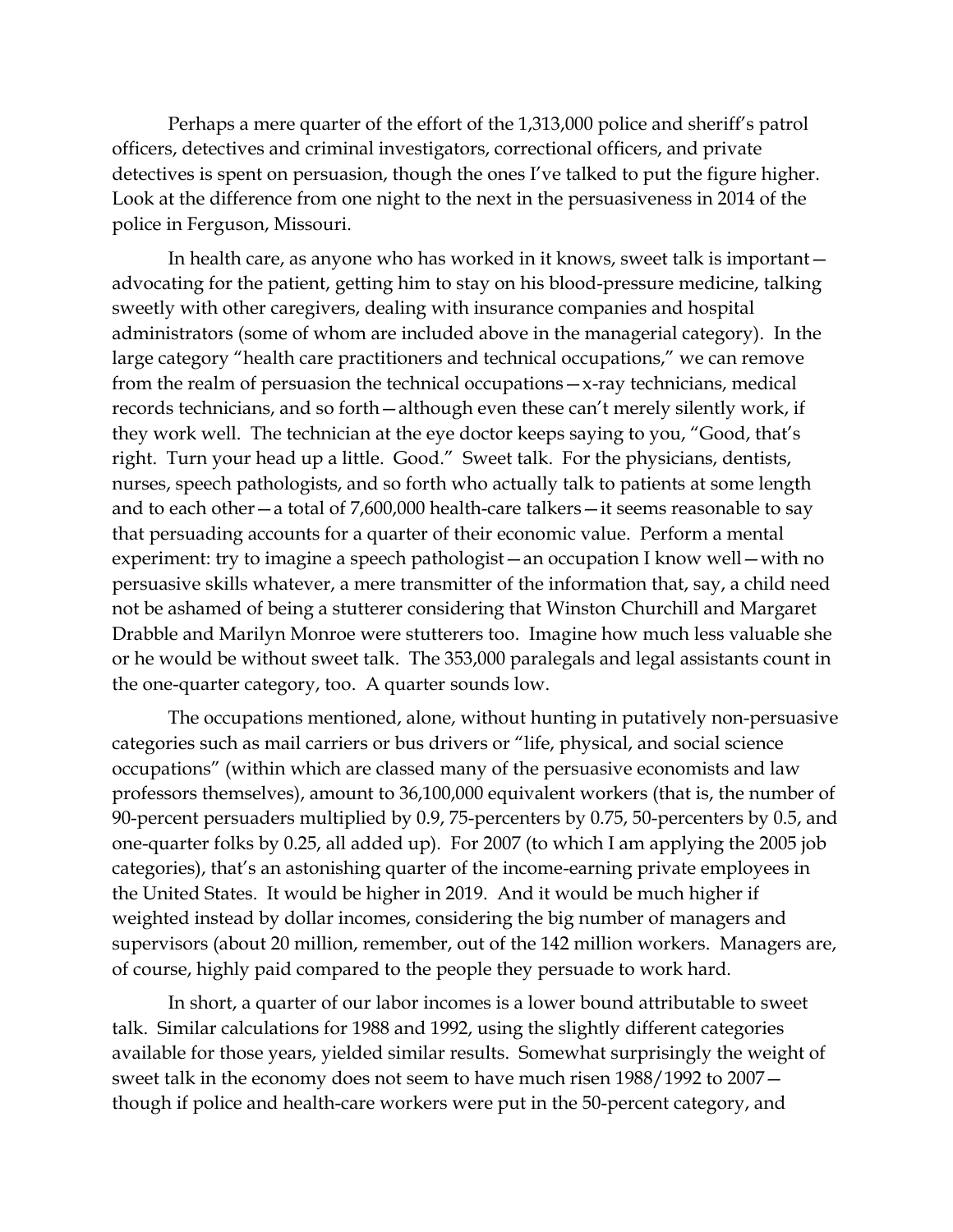Perhaps a mere quarter of the effort of the 1,313,000 police and sheriff's patrol officers, detectives and criminal investigators, correctional officers, and private detectives is spent on persuasion, though the ones I've talked to put the figure higher. Look at the difference from one night to the next in the persuasiveness in 2014 of the police in Ferguson, Missouri.

In health care, as anyone who has worked in it knows, sweet talk is important—advocating for the patient, getting him to stay on his blood-pressure medicine, talking sweetly with other caregivers, dealing with insurance companies and hospital administrators (some of whom are included above in the managerial category). In the large category "health care practitioners and technical occupations," we can remove from the realm of persuasion the technical occupations—x-ray technicians, medical records technicians, and so forth—although even these can't merely silently work, if they work well. The technician at the eye doctor keeps saying to you, "Good, that's right. Turn your head up a little. Good." Sweet talk. For the physicians, dentists, nurses, speech pathologists, and so forth who actually talk to patients at some length and to each other—a total of 7,600,000 health-care talkers—it seems reasonable to say that persuading accounts for a quarter of their economic value. Perform a mental experiment: try to imagine a speech pathologist—an occupation I know well—with no persuasive skills whatever, a mere transmitter of the information that, say, a child need not be ashamed of being a stutterer considering that Winston Churchill and Margaret Drabble and Marilyn Monroe were stutterers too. Imagine how much less valuable she or he would be without sweet talk. The 353,000 paralegals and legal assistants count in the one-quarter category, too. A quarter sounds low.

The occupations mentioned, alone, without hunting in putatively non-persuasive categories such as mail carriers or bus drivers or "life, physical, and social science occupations" (within which are classed many of the persuasive economists and law professors themselves), amount to 36,100,000 equivalent workers (that is, the number of 90-percent persuaders multiplied by 0.9, 75-percenters by 0.75, 50-percenters by 0.5, and one-quarter folks by 0.25, all added up). For 2007 (to which I am applying the 2005 job categories), that's an astonishing quarter of the income-earning private employees in the United States. It would be higher in 2019. And it would be much higher if weighted instead by dollar incomes, considering the big number of managers and supervisors (about 20 million, remember, out of the 142 million workers. Managers are, of course, highly paid compared to the people they persuade to work hard.

In short, a quarter of our labor incomes is a lower bound attributable to sweet talk. Similar calculations for 1988 and 1992, using the slightly different categories available for those years, yielded similar results. Somewhat surprisingly the weight of sweet talk in the economy does not seem to have much risen 1988/1992 to 2007—though if police and health-care workers were put in the 50-percent category, and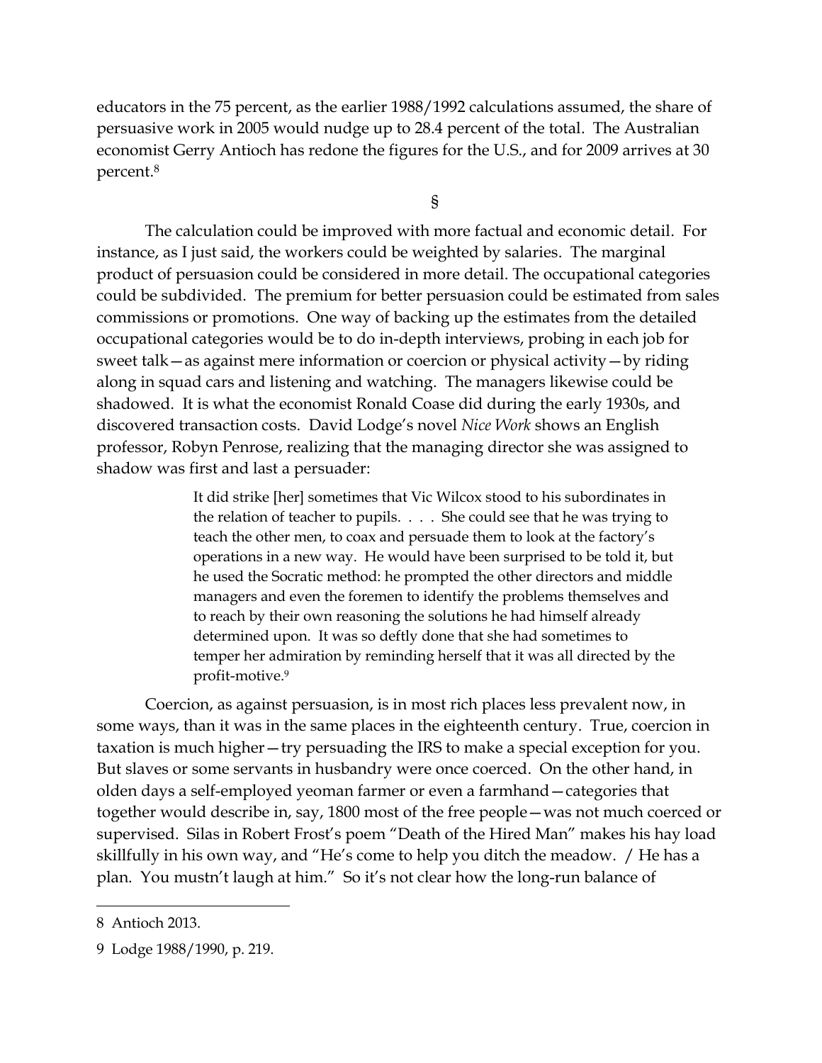educators in the 75 percent, as the earlier 1988/1992 calculations assumed, the share of persuasive work in 2005 would nudge up to 28.4 percent of the total. The Australian economist Gerry Antioch has redone the figures for the U.S., and for 2009 arrives at 30 percent.[8]

§

The calculation could be improved with more factual and economic detail. For instance, as I just said, the workers could be weighted by salaries. The marginal product of persuasion could be considered in more detail. The occupational categories could be subdivided. The premium for better persuasion could be estimated from sales commissions or promotions. One way of backing up the estimates from the detailed occupational categories would be to do in-depth interviews, probing in each job for sweet talk—as against mere information or coercion or physical activity—by riding along in squad cars and listening and watching. The managers likewise could be shadowed. It is what the economist Ronald Coase did during the early 1930s, and discovered transaction costs. David Lodge's novel *Nice Work* shows an English professor, Robyn Penrose, realizing that the managing director she was assigned to shadow was first and last a persuader:

> It did strike [her] sometimes that Vic Wilcox stood to his subordinates in the relation of teacher to pupils. . . . She could see that he was trying to teach the other men, to coax and persuade them to look at the factory's operations in a new way. He would have been surprised to be told it, but he used the Socratic method: he prompted the other directors and middle managers and even the foremen to identify the problems themselves and to reach by their own reasoning the solutions he had himself already determined upon. It was so deftly done that she had sometimes to temper her admiration by reminding herself that it was all directed by the profit-motive.[9]

Coercion, as against persuasion, is in most rich places less prevalent now, in some ways, than it was in the same places in the eighteenth century. True, coercion in taxation is much higher—try persuading the IRS to make a special exception for you. But slaves or some servants in husbandry were once coerced. On the other hand, in olden days a self-employed yeoman farmer or even a farmhand—categories that together would describe in, say, 1800 most of the free people—was not much coerced or supervised. Silas in Robert Frost's poem "Death of the Hired Man" makes his hay load skillfully in his own way, and "He's come to help you ditch the meadow. / He has a plan. You mustn't laugh at him." So it's not clear how the long-run balance of

---

8 Antioch 2013.

9 Lodge 1988/1990, p. 219.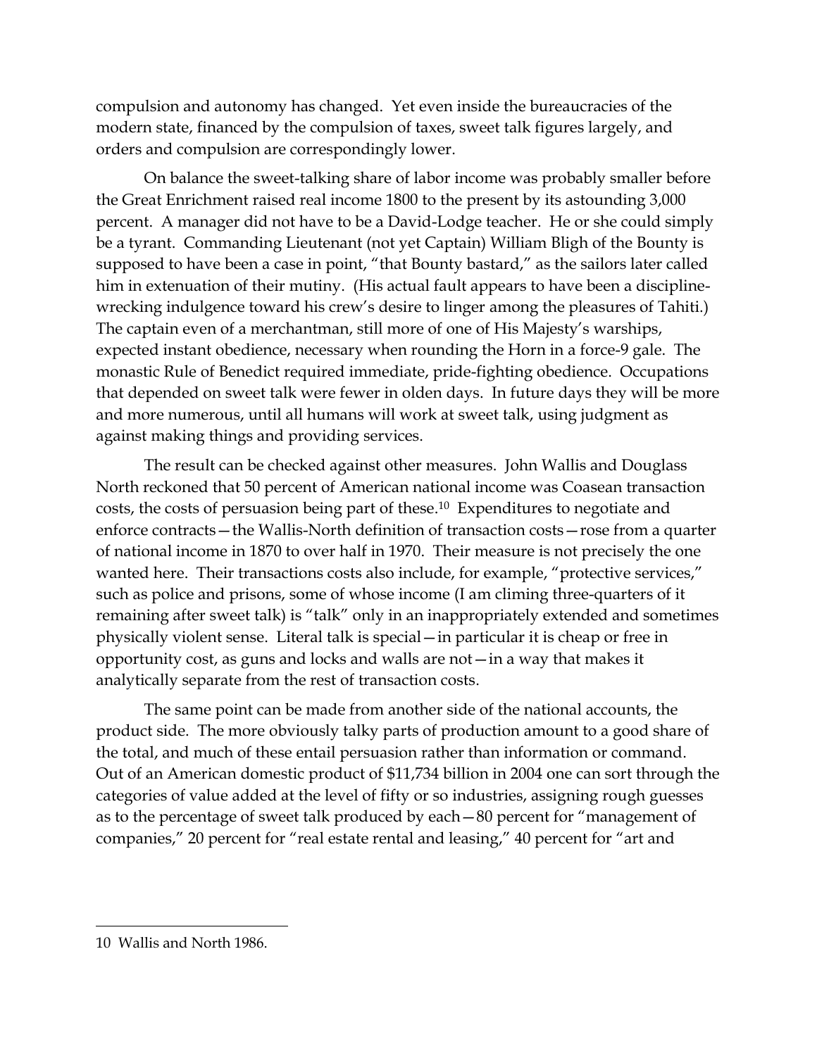compulsion and autonomy has changed. Yet even inside the bureaucracies of the modern state, financed by the compulsion of taxes, sweet talk figures largely, and orders and compulsion are correspondingly lower.

On balance the sweet-talking share of labor income was probably smaller before the Great Enrichment raised real income 1800 to the present by its astounding 3,000 percent. A manager did not have to be a David-Lodge teacher. He or she could simply be a tyrant. Commanding Lieutenant (not yet Captain) William Bligh of the Bounty is supposed to have been a case in point, "that Bounty bastard," as the sailors later called him in extenuation of their mutiny. (His actual fault appears to have been a discipline-wrecking indulgence toward his crew's desire to linger among the pleasures of Tahiti.) The captain even of a merchantman, still more of one of His Majesty's warships, expected instant obedience, necessary when rounding the Horn in a force-9 gale. The monastic Rule of Benedict required immediate, pride-fighting obedience. Occupations that depended on sweet talk were fewer in olden days. In future days they will be more and more numerous, until all humans will work at sweet talk, using judgment as against making things and providing services.

The result can be checked against other measures. John Wallis and Douglass North reckoned that 50 percent of American national income was Coasean transaction costs, the costs of persuasion being part of these.[10] Expenditures to negotiate and enforce contracts—the Wallis-North definition of transaction costs—rose from a quarter of national income in 1870 to over half in 1970. Their measure is not precisely the one wanted here. Their transactions costs also include, for example, "protective services," such as police and prisons, some of whose income (I am climing three-quarters of it remaining after sweet talk) is "talk" only in an inappropriately extended and sometimes physically violent sense. Literal talk is special—in particular it is cheap or free in opportunity cost, as guns and locks and walls are not—in a way that makes it analytically separate from the rest of transaction costs.

The same point can be made from another side of the national accounts, the product side. The more obviously talky parts of production amount to a good share of the total, and much of these entail persuasion rather than information or command. Out of an American domestic product of $11,734 billion in 2004 one can sort through the categories of value added at the level of fifty or so industries, assigning rough guesses as to the percentage of sweet talk produced by each—80 percent for "management of companies," 20 percent for "real estate rental and leasing," 40 percent for "art and

10 Wallis and North 1986.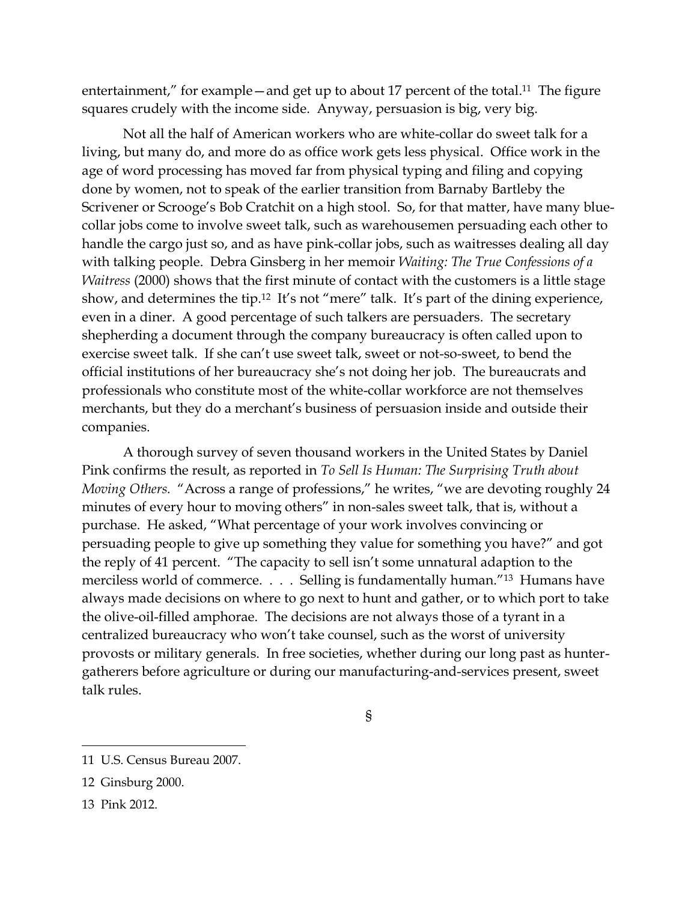entertainment," for example—and get up to about 17 percent of the total.[11] The figure squares crudely with the income side. Anyway, persuasion is big, very big.

Not all the half of American workers who are white-collar do sweet talk for a living, but many do, and more do as office work gets less physical. Office work in the age of word processing has moved far from physical typing and filing and copying done by women, not to speak of the earlier transition from Barnaby Bartleby the Scrivener or Scrooge's Bob Cratchit on a high stool. So, for that matter, have many blue-collar jobs come to involve sweet talk, such as warehousemen persuading each other to handle the cargo just so, and as have pink-collar jobs, such as waitresses dealing all day with talking people. Debra Ginsberg in her memoir *Waiting: The True Confessions of a Waitress* (2000) shows that the first minute of contact with the customers is a little stage show, and determines the tip.[12] It's not "mere" talk. It's part of the dining experience, even in a diner. A good percentage of such talkers are persuaders. The secretary shepherding a document through the company bureaucracy is often called upon to exercise sweet talk. If she can't use sweet talk, sweet or not-so-sweet, to bend the official institutions of her bureaucracy she's not doing her job. The bureaucrats and professionals who constitute most of the white-collar workforce are not themselves merchants, but they do a merchant's business of persuasion inside and outside their companies.

A thorough survey of seven thousand workers in the United States by Daniel Pink confirms the result, as reported in *To Sell Is Human: The Surprising Truth about Moving Others.* "Across a range of professions," he writes, "we are devoting roughly 24 minutes of every hour to moving others" in non-sales sweet talk, that is, without a purchase. He asked, "What percentage of your work involves convincing or persuading people to give up something they value for something you have?" and got the reply of 41 percent. "The capacity to sell isn't some unnatural adaption to the merciless world of commerce. . . . Selling is fundamentally human."[13] Humans have always made decisions on where to go next to hunt and gather, or to which port to take the olive-oil-filled amphorae. The decisions are not always those of a tyrant in a centralized bureaucracy who won't take counsel, such as the worst of university provosts or military generals. In free societies, whether during our long past as hunter-gatherers before agriculture or during our manufacturing-and-services present, sweet talk rules.

§

11 U.S. Census Bureau 2007.

12 Ginsburg 2000.

13 Pink 2012.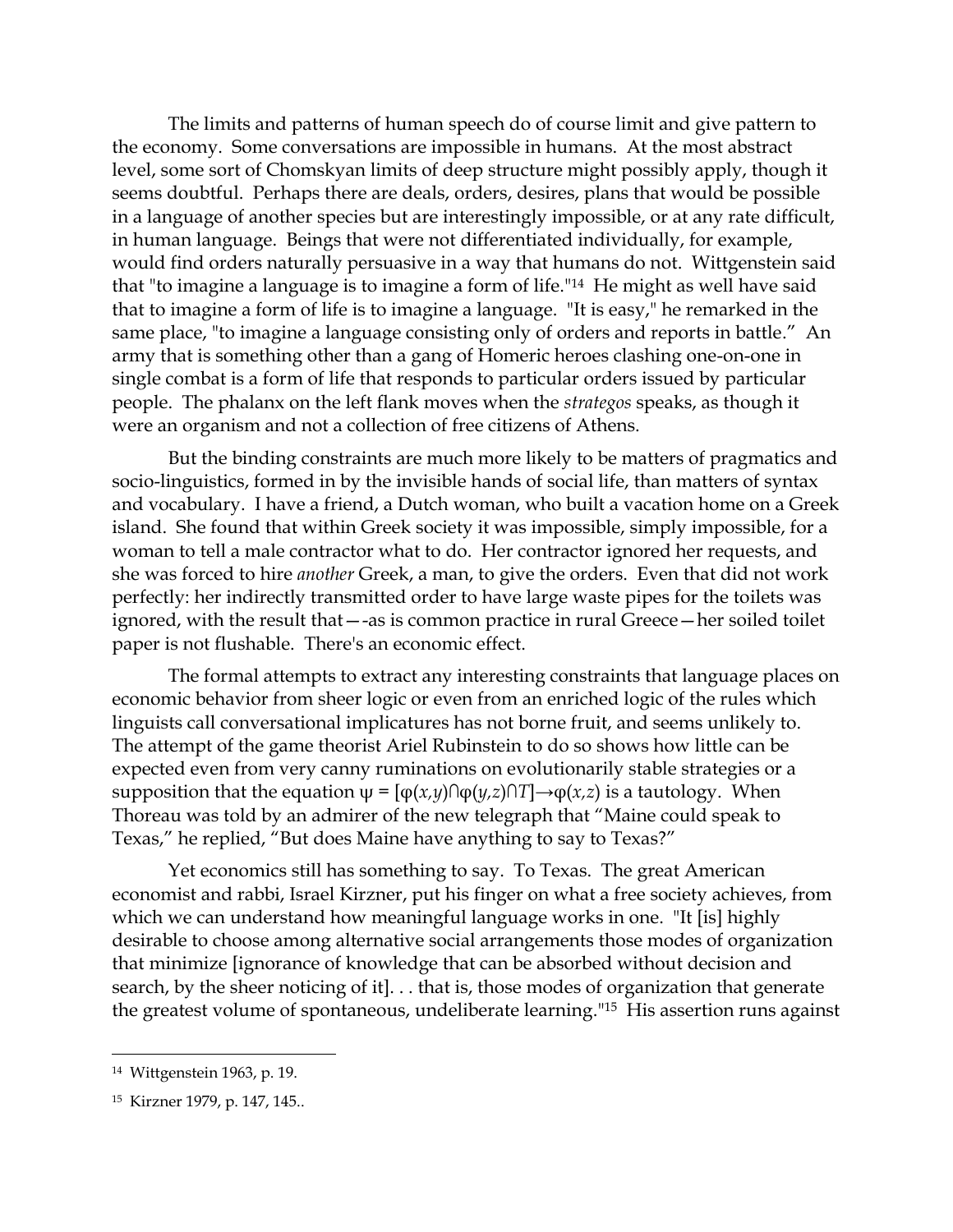The limits and patterns of human speech do of course limit and give pattern to the economy. Some conversations are impossible in humans. At the most abstract level, some sort of Chomskyan limits of deep structure might possibly apply, though it seems doubtful. Perhaps there are deals, orders, desires, plans that would be possible in a language of another species but are interestingly impossible, or at any rate difficult, in human language. Beings that were not differentiated individually, for example, would find orders naturally persuasive in a way that humans do not. Wittgenstein said that "to imagine a language is to imagine a form of life."[14] He might as well have said that to imagine a form of life is to imagine a language. "It is easy," he remarked in the same place, "to imagine a language consisting only of orders and reports in battle." An army that is something other than a gang of Homeric heroes clashing one-on-one in single combat is a form of life that responds to particular orders issued by particular people. The phalanx on the left flank moves when the *strategos* speaks, as though it were an organism and not a collection of free citizens of Athens.

But the binding constraints are much more likely to be matters of pragmatics and socio-linguistics, formed in by the invisible hands of social life, than matters of syntax and vocabulary. I have a friend, a Dutch woman, who built a vacation home on a Greek island. She found that within Greek society it was impossible, simply impossible, for a woman to tell a male contractor what to do. Her contractor ignored her requests, and she was forced to hire *another* Greek, a man, to give the orders. Even that did not work perfectly: her indirectly transmitted order to have large waste pipes for the toilets was ignored, with the result that—-as is common practice in rural Greece—her soiled toilet paper is not flushable. There's an economic effect.

The formal attempts to extract any interesting constraints that language places on economic behavior from sheer logic or even from an enriched logic of the rules which linguists call conversational implicatures has not borne fruit, and seems unlikely to. The attempt of the game theorist Ariel Rubinstein to do so shows how little can be expected even from very canny ruminations on evolutionarily stable strategies or a supposition that the equation $\psi = [\varphi(x,y) \cap \varphi(y,z) \cap T] \rightarrow \varphi(x,z)$ is a tautology. When Thoreau was told by an admirer of the new telegraph that "Maine could speak to Texas," he replied, "But does Maine have anything to say to Texas?"

Yet economics still has something to say. To Texas. The great American economist and rabbi, Israel Kirzner, put his finger on what a free society achieves, from which we can understand how meaningful language works in one. "It [is] highly desirable to choose among alternative social arrangements those modes of organization that minimize [ignorance of knowledge that can be absorbed without decision and search, by the sheer noticing of it]. . . that is, those modes of organization that generate the greatest volume of spontaneous, undeliberate learning."[15] His assertion runs against

---

[14] Wittgenstein 1963, p. 19.

[15] Kirzner 1979, p. 147, 145..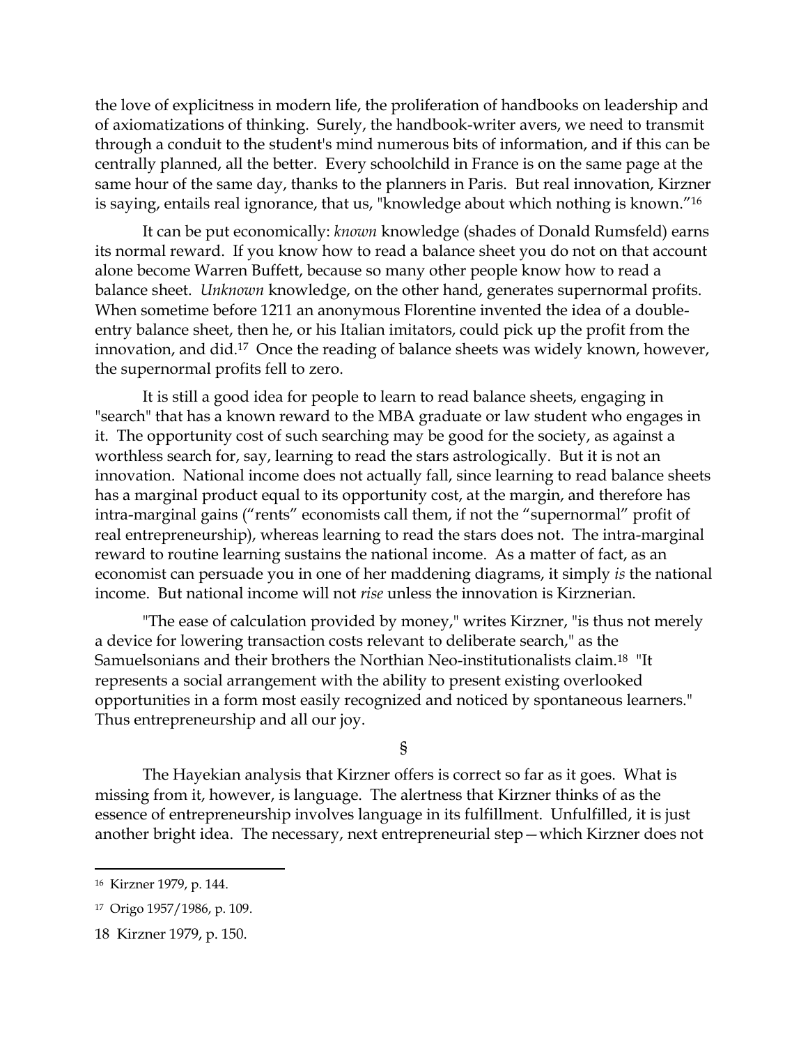the love of explicitness in modern life, the proliferation of handbooks on leadership and of axiomatizations of thinking. Surely, the handbook-writer avers, we need to transmit through a conduit to the student's mind numerous bits of information, and if this can be centrally planned, all the better. Every schoolchild in France is on the same page at the same hour of the same day, thanks to the planners in Paris. But real innovation, Kirzner is saying, entails real ignorance, that us, "knowledge about which nothing is known."[16]

It can be put economically: *known* knowledge (shades of Donald Rumsfeld) earns its normal reward. If you know how to read a balance sheet you do not on that account alone become Warren Buffett, because so many other people know how to read a balance sheet. *Unknown* knowledge, on the other hand, generates supernormal profits. When sometime before 1211 an anonymous Florentine invented the idea of a double-entry balance sheet, then he, or his Italian imitators, could pick up the profit from the innovation, and did.[17] Once the reading of balance sheets was widely known, however, the supernormal profits fell to zero.

It is still a good idea for people to learn to read balance sheets, engaging in "search" that has a known reward to the MBA graduate or law student who engages in it. The opportunity cost of such searching may be good for the society, as against a worthless search for, say, learning to read the stars astrologically. But it is not an innovation. National income does not actually fall, since learning to read balance sheets has a marginal product equal to its opportunity cost, at the margin, and therefore has intra-marginal gains ("rents" economists call them, if not the "supernormal" profit of real entrepreneurship), whereas learning to read the stars does not. The intra-marginal reward to routine learning sustains the national income. As a matter of fact, as an economist can persuade you in one of her maddening diagrams, it simply *is* the national income. But national income will not *rise* unless the innovation is Kirznerian.

"The ease of calculation provided by money," writes Kirzner, "is thus not merely a device for lowering transaction costs relevant to deliberate search," as the Samuelsonians and their brothers the Northian Neo-institutionalists claim.[18] "It represents a social arrangement with the ability to present existing overlooked opportunities in a form most easily recognized and noticed by spontaneous learners." Thus entrepreneurship and all our joy.

§

The Hayekian analysis that Kirzner offers is correct so far as it goes. What is missing from it, however, is language. The alertness that Kirzner thinks of as the essence of entrepreneurship involves language in its fulfillment. Unfulfilled, it is just another bright idea. The necessary, next entrepreneurial step—which Kirzner does not

---

[16] Kirzner 1979, p. 144.

[17] Origo 1957/1986, p. 109.

[18] Kirzner 1979, p. 150.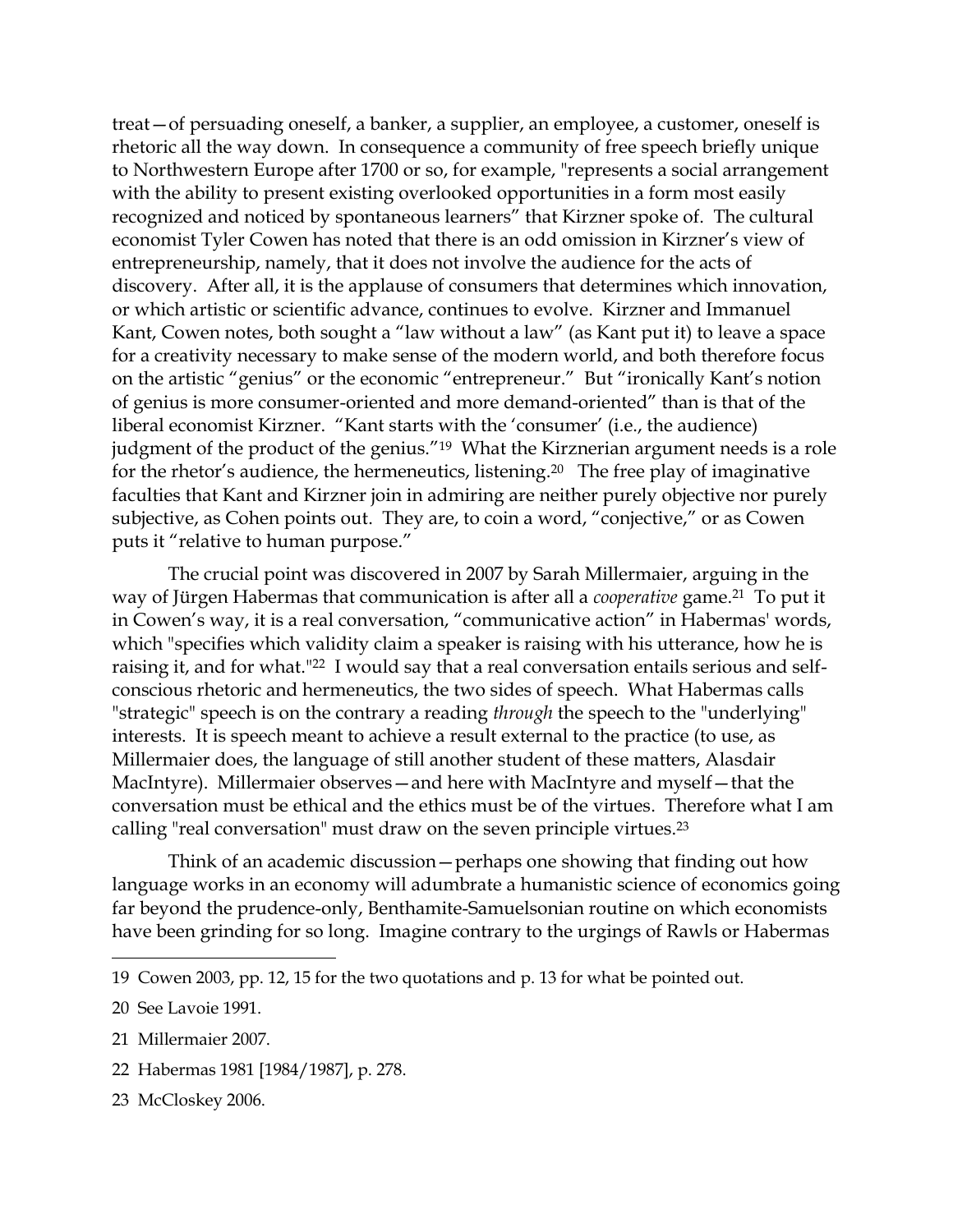treat—of persuading oneself, a banker, a supplier, an employee, a customer, oneself is rhetoric all the way down. In consequence a community of free speech briefly unique to Northwestern Europe after 1700 or so, for example, "represents a social arrangement with the ability to present existing overlooked opportunities in a form most easily recognized and noticed by spontaneous learners" that Kirzner spoke of. The cultural economist Tyler Cowen has noted that there is an odd omission in Kirzner's view of entrepreneurship, namely, that it does not involve the audience for the acts of discovery. After all, it is the applause of consumers that determines which innovation, or which artistic or scientific advance, continues to evolve. Kirzner and Immanuel Kant, Cowen notes, both sought a "law without a law" (as Kant put it) to leave a space for a creativity necessary to make sense of the modern world, and both therefore focus on the artistic "genius" or the economic "entrepreneur." But "ironically Kant's notion of genius is more consumer-oriented and more demand-oriented" than is that of the liberal economist Kirzner. "Kant starts with the 'consumer' (i.e., the audience) judgment of the product of the genius."[19] What the Kirznerian argument needs is a role for the rhetor's audience, the hermeneutics, listening.[20] The free play of imaginative faculties that Kant and Kirzner join in admiring are neither purely objective nor purely subjective, as Cohen points out. They are, to coin a word, "conjective," or as Cowen puts it "relative to human purpose."

The crucial point was discovered in 2007 by Sarah Millermaier, arguing in the way of Jürgen Habermas that communication is after all a *cooperative* game.[21] To put it in Cowen's way, it is a real conversation, "communicative action" in Habermas' words, which "specifies which validity claim a speaker is raising with his utterance, how he is raising it, and for what."[22] I would say that a real conversation entails serious and self-conscious rhetoric and hermeneutics, the two sides of speech. What Habermas calls "strategic" speech is on the contrary a reading *through* the speech to the "underlying" interests. It is speech meant to achieve a result external to the practice (to use, as Millermaier does, the language of still another student of these matters, Alasdair MacIntyre). Millermaier observes—and here with MacIntyre and myself—that the conversation must be ethical and the ethics must be of the virtues. Therefore what I am calling "real conversation" must draw on the seven principle virtues.[23]

Think of an academic discussion—perhaps one showing that finding out how language works in an economy will adumbrate a humanistic science of economics going far beyond the prudence-only, Benthamite-Samuelsonian routine on which economists have been grinding for so long. Imagine contrary to the urgings of Rawls or Habermas

19 Cowen 2003, pp. 12, 15 for the two quotations and p. 13 for what be pointed out.

20 See Lavoie 1991.

21 Millermaier 2007.

22 Habermas 1981 [1984/1987], p. 278.

23 McCloskey 2006.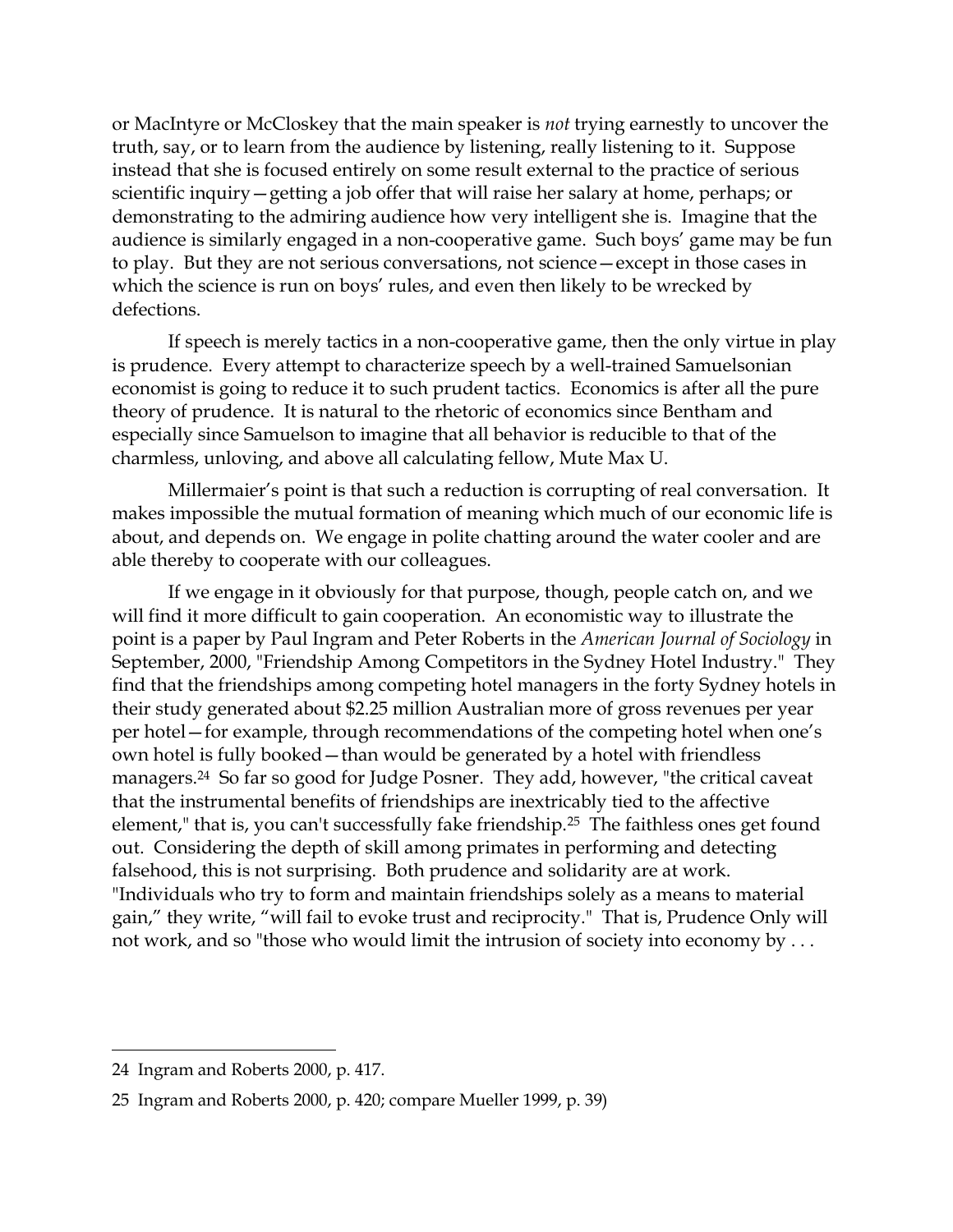or MacIntyre or McCloskey that the main speaker is *not* trying earnestly to uncover the truth, say, or to learn from the audience by listening, really listening to it. Suppose instead that she is focused entirely on some result external to the practice of serious scientific inquiry—getting a job offer that will raise her salary at home, perhaps; or demonstrating to the admiring audience how very intelligent she is. Imagine that the audience is similarly engaged in a non-cooperative game. Such boys' game may be fun to play. But they are not serious conversations, not science—except in those cases in which the science is run on boys' rules, and even then likely to be wrecked by defections.

If speech is merely tactics in a non-cooperative game, then the only virtue in play is prudence. Every attempt to characterize speech by a well-trained Samuelsonian economist is going to reduce it to such prudent tactics. Economics is after all the pure theory of prudence. It is natural to the rhetoric of economics since Bentham and especially since Samuelson to imagine that all behavior is reducible to that of the charmless, unloving, and above all calculating fellow, Mute Max U.

Millermaier's point is that such a reduction is corrupting of real conversation. It makes impossible the mutual formation of meaning which much of our economic life is about, and depends on. We engage in polite chatting around the water cooler and are able thereby to cooperate with our colleagues.

If we engage in it obviously for that purpose, though, people catch on, and we will find it more difficult to gain cooperation. An economistic way to illustrate the point is a paper by Paul Ingram and Peter Roberts in the *American Journal of Sociology* in September, 2000, "Friendship Among Competitors in the Sydney Hotel Industry." They find that the friendships among competing hotel managers in the forty Sydney hotels in their study generated about $2.25 million Australian more of gross revenues per year per hotel—for example, through recommendations of the competing hotel when one's own hotel is fully booked—than would be generated by a hotel with friendless managers.[24] So far so good for Judge Posner. They add, however, "the critical caveat that the instrumental benefits of friendships are inextricably tied to the affective element," that is, you can't successfully fake friendship.[25] The faithless ones get found out. Considering the depth of skill among primates in performing and detecting falsehood, this is not surprising. Both prudence and solidarity are at work. "Individuals who try to form and maintain friendships solely as a means to material gain," they write, "will fail to evoke trust and reciprocity." That is, Prudence Only will not work, and so "those who would limit the intrusion of society into economy by . . .

---

24 Ingram and Roberts 2000, p. 417.

25 Ingram and Roberts 2000, p. 420; compare Mueller 1999, p. 39)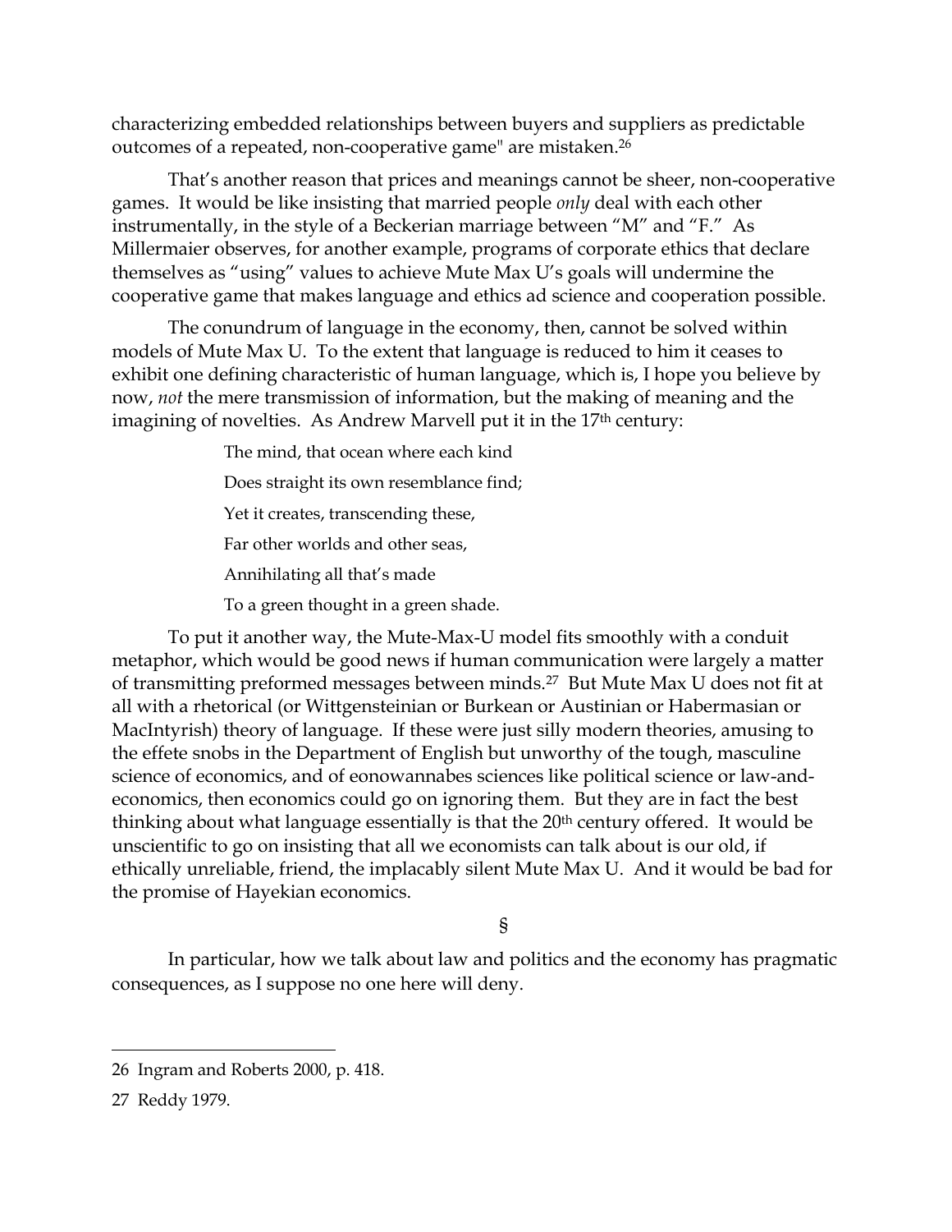characterizing embedded relationships between buyers and suppliers as predictable outcomes of a repeated, non-cooperative game" are mistaken.[26]

That's another reason that prices and meanings cannot be sheer, non-cooperative games. It would be like insisting that married people *only* deal with each other instrumentally, in the style of a Beckerian marriage between "M" and "F." As Millermaier observes, for another example, programs of corporate ethics that declare themselves as "using" values to achieve Mute Max U's goals will undermine the cooperative game that makes language and ethics ad science and cooperation possible.

The conundrum of language in the economy, then, cannot be solved within models of Mute Max U. To the extent that language is reduced to him it ceases to exhibit one defining characteristic of human language, which is, I hope you believe by now, *not* the mere transmission of information, but the making of meaning and the imagining of novelties. As Andrew Marvell put it in the 17th century:

> The mind, that ocean where each kind
>
> Does straight its own resemblance find;
>
> Yet it creates, transcending these,
>
> Far other worlds and other seas,
>
> Annihilating all that's made
>
> To a green thought in a green shade.

To put it another way, the Mute-Max-U model fits smoothly with a conduit metaphor, which would be good news if human communication were largely a matter of transmitting preformed messages between minds.[27] But Mute Max U does not fit at all with a rhetorical (or Wittgensteinian or Burkean or Austinian or Habermasian or MacIntyrish) theory of language. If these were just silly modern theories, amusing to the effete snobs in the Department of English but unworthy of the tough, masculine science of economics, and of eonowannabes sciences like political science or law-and-economics, then economics could go on ignoring them. But they are in fact the best thinking about what language essentially is that the 20th century offered. It would be unscientific to go on insisting that all we economists can talk about is our old, if ethically unreliable, friend, the implacably silent Mute Max U. And it would be bad for the promise of Hayekian economics.

§

In particular, how we talk about law and politics and the economy has pragmatic consequences, as I suppose no one here will deny.

---

26 Ingram and Roberts 2000, p. 418.

27 Reddy 1979.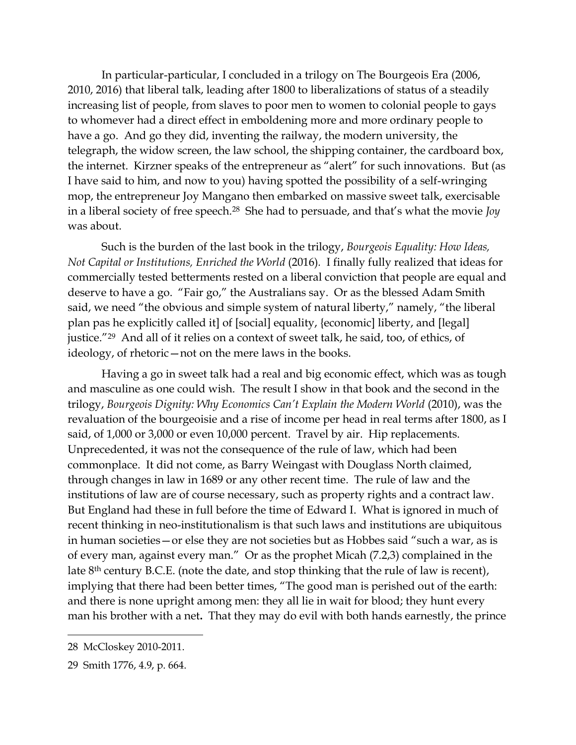In particular-particular, I concluded in a trilogy on The Bourgeois Era (2006, 2010, 2016) that liberal talk, leading after 1800 to liberalizations of status of a steadily increasing list of people, from slaves to poor men to women to colonial people to gays to whomever had a direct effect in emboldening more and more ordinary people to have a go. And go they did, inventing the railway, the modern university, the telegraph, the widow screen, the law school, the shipping container, the cardboard box, the internet. Kirzner speaks of the entrepreneur as "alert" for such innovations. But (as I have said to him, and now to you) having spotted the possibility of a self-wringing mop, the entrepreneur Joy Mangano then embarked on massive sweet talk, exercisable in a liberal society of free speech.[28] She had to persuade, and that's what the movie *Joy* was about.

Such is the burden of the last book in the trilogy, *Bourgeois Equality: How Ideas, Not Capital or Institutions, Enriched the World* (2016). I finally fully realized that ideas for commercially tested betterments rested on a liberal conviction that people are equal and deserve to have a go. "Fair go," the Australians say. Or as the blessed Adam Smith said, we need "the obvious and simple system of natural liberty," namely, "the liberal plan pas he explicitly called it] of [social] equality, {economic] liberty, and [legal] justice."[29] And all of it relies on a context of sweet talk, he said, too, of ethics, of ideology, of rhetoric—not on the mere laws in the books.

Having a go in sweet talk had a real and big economic effect, which was as tough and masculine as one could wish. The result I show in that book and the second in the trilogy, *Bourgeois Dignity: Why Economics Can't Explain the Modern World* (2010), was the revaluation of the bourgeoisie and a rise of income per head in real terms after 1800, as I said, of 1,000 or 3,000 or even 10,000 percent. Travel by air. Hip replacements. Unprecedented, it was not the consequence of the rule of law, which had been commonplace. It did not come, as Barry Weingast with Douglass North claimed, through changes in law in 1689 or any other recent time. The rule of law and the institutions of law are of course necessary, such as property rights and a contract law. But England had these in full before the time of Edward I. What is ignored in much of recent thinking in neo-institutionalism is that such laws and institutions are ubiquitous in human societies—or else they are not societies but as Hobbes said "such a war, as is of every man, against every man." Or as the prophet Micah (7.2,3) complained in the late 8th century B.C.E. (note the date, and stop thinking that the rule of law is recent), implying that there had been better times, "The good man is perished out of the earth: and there is none upright among men: they all lie in wait for blood; they hunt every man his brother with a net**.** That they may do evil with both hands earnestly, the prince

---

28 McCloskey 2010-2011.

29 Smith 1776, 4.9, p. 664.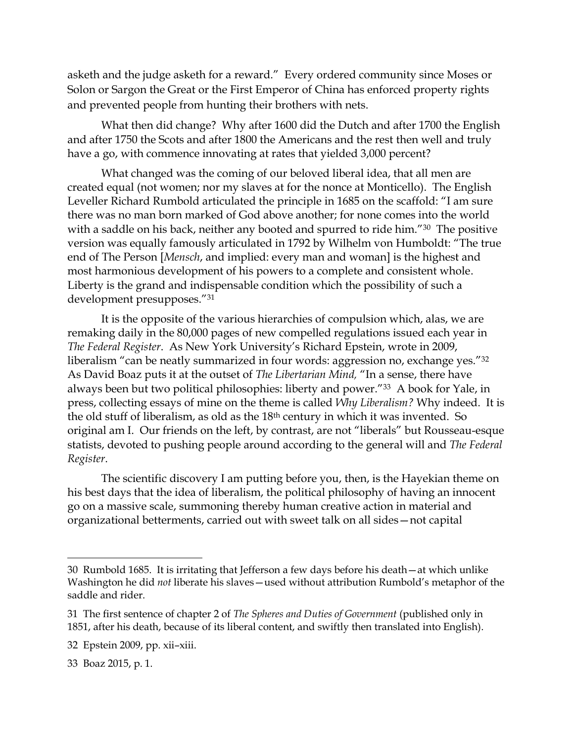asketh and the judge asketh for a reward." Every ordered community since Moses or Solon or Sargon the Great or the First Emperor of China has enforced property rights and prevented people from hunting their brothers with nets.

What then did change? Why after 1600 did the Dutch and after 1700 the English and after 1750 the Scots and after 1800 the Americans and the rest then well and truly have a go, with commence innovating at rates that yielded 3,000 percent?

What changed was the coming of our beloved liberal idea, that all men are created equal (not women; nor my slaves at for the nonce at Monticello). The English Leveller Richard Rumbold articulated the principle in 1685 on the scaffold: "I am sure there was no man born marked of God above another; for none comes into the world with a saddle on his back, neither any booted and spurred to ride him."[30] The positive version was equally famously articulated in 1792 by Wilhelm von Humboldt: "The true end of The Person [*Mensch*, and implied: every man and woman] is the highest and most harmonious development of his powers to a complete and consistent whole. Liberty is the grand and indispensable condition which the possibility of such a development presupposes."[31]

It is the opposite of the various hierarchies of compulsion which, alas, we are remaking daily in the 80,000 pages of new compelled regulations issued each year in *The Federal Register*. As New York University's Richard Epstein, wrote in 2009, liberalism "can be neatly summarized in four words: aggression no, exchange yes."[32] As David Boaz puts it at the outset of *The Libertarian Mind,* "In a sense, there have always been but two political philosophies: liberty and power."[33] A book for Yale, in press, collecting essays of mine on the theme is called *Why Liberalism?* Why indeed. It is the old stuff of liberalism, as old as the 18th century in which it was invented. So original am I. Our friends on the left, by contrast, are not "liberals" but Rousseau-esque statists, devoted to pushing people around according to the general will and *The Federal Register*.

The scientific discovery I am putting before you, then, is the Hayekian theme on his best days that the idea of liberalism, the political philosophy of having an innocent go on a massive scale, summoning thereby human creative action in material and organizational betterments, carried out with sweet talk on all sides—not capital

---

30 Rumbold 1685. It is irritating that Jefferson a few days before his death—at which unlike Washington he did *not* liberate his slaves—used without attribution Rumbold's metaphor of the saddle and rider.

31 The first sentence of chapter 2 of *The Spheres and Duties of Government* (published only in 1851, after his death, because of its liberal content, and swiftly then translated into English).

32 Epstein 2009, pp. xii–xiii.

33 Boaz 2015, p. 1.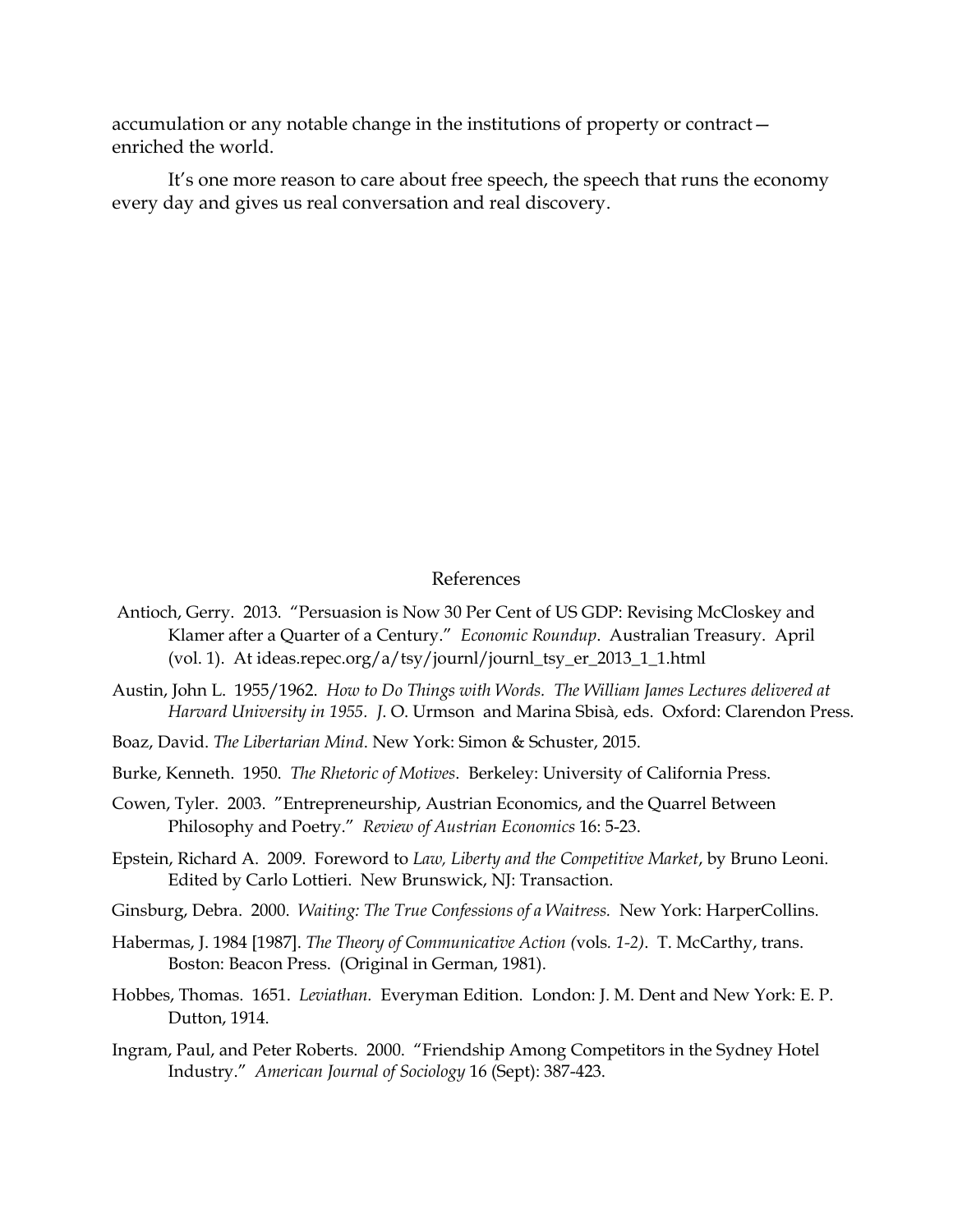accumulation or any notable change in the institutions of property or contract—enriched the world.

It's one more reason to care about free speech, the speech that runs the economy every day and gives us real conversation and real discovery.

## References

Antioch, Gerry. 2013. "Persuasion is Now 30 Per Cent of US GDP: Revising McCloskey and Klamer after a Quarter of a Century." *Economic Roundup*. Australian Treasury. April (vol. 1). At ideas.repec.org/a/tsy/journl/journl_tsy_er_2013_1_1.html

Austin, John L. 1955/1962. *How to Do Things with Words. The William James Lectures delivered at Harvard University in 1955. J.* O. Urmson and Marina Sbisà, eds. Oxford: Clarendon Press.

Boaz, David. *The Libertarian Mind*. New York: Simon & Schuster, 2015.

Burke, Kenneth. 1950. *The Rhetoric of Motives*. Berkeley: University of California Press.

Cowen, Tyler. 2003. "Entrepreneurship, Austrian Economics, and the Quarrel Between Philosophy and Poetry." *Review of Austrian Economics* 16: 5-23.

Epstein, Richard A. 2009. Foreword to *Law, Liberty and the Competitive Market*, by Bruno Leoni. Edited by Carlo Lottieri. New Brunswick, NJ: Transaction.

Ginsburg, Debra. 2000. *Waiting: The True Confessions of a Waitress.* New York: HarperCollins.

Habermas, J. 1984 [1987]. *The Theory of Communicative Action (*vols*. 1-2)*. T. McCarthy, trans. Boston: Beacon Press. (Original in German, 1981).

Hobbes, Thomas. 1651. *Leviathan.* Everyman Edition. London: J. M. Dent and New York: E. P. Dutton, 1914.

Ingram, Paul, and Peter Roberts. 2000. "Friendship Among Competitors in the Sydney Hotel Industry." *American Journal of Sociology* 16 (Sept): 387-423.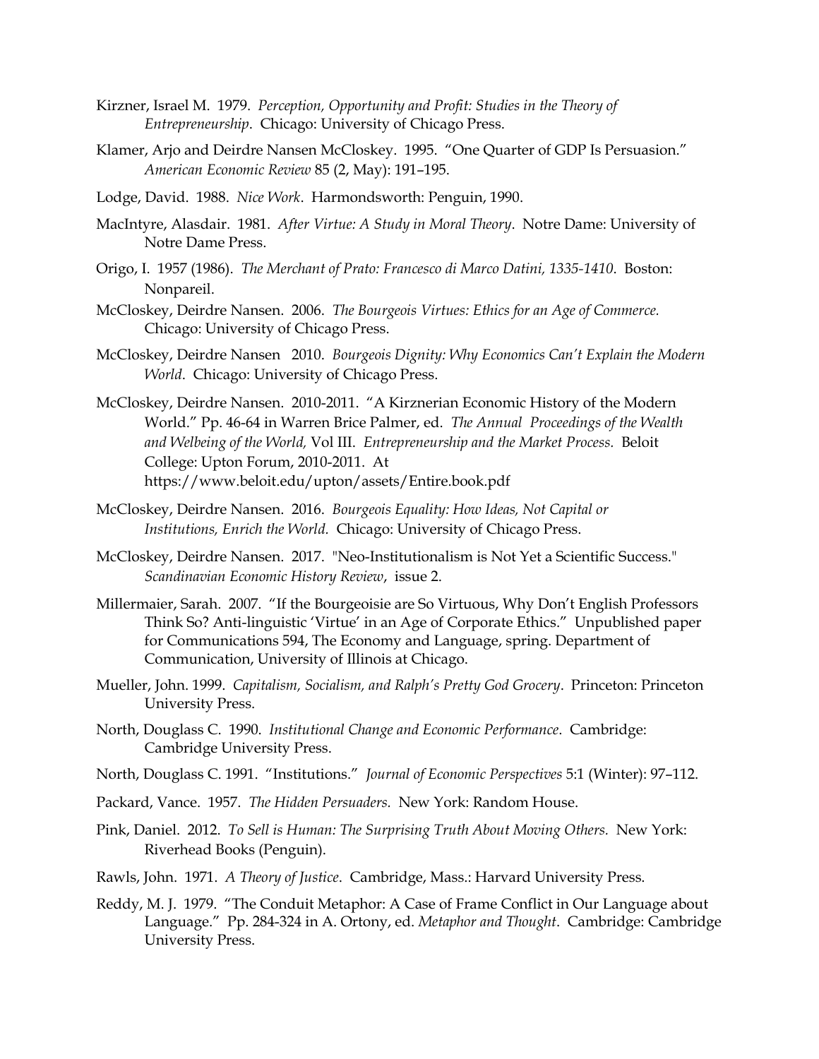Kirzner, Israel M. 1979. *Perception, Opportunity and Profit: Studies in the Theory of Entrepreneurship*. Chicago: University of Chicago Press.

Klamer, Arjo and Deirdre Nansen McCloskey. 1995. "One Quarter of GDP Is Persuasion." *American Economic Review* 85 (2, May): 191–195.

Lodge, David. 1988. *Nice Work*. Harmondsworth: Penguin, 1990.

MacIntyre, Alasdair. 1981. *After Virtue: A Study in Moral Theory*. Notre Dame: University of Notre Dame Press.

Origo, I. 1957 (1986). *The Merchant of Prato: Francesco di Marco Datini, 1335-1410*. Boston: Nonpareil.

McCloskey, Deirdre Nansen. 2006. *The Bourgeois Virtues: Ethics for an Age of Commerce.* Chicago: University of Chicago Press.

McCloskey, Deirdre Nansen 2010. *Bourgeois Dignity: Why Economics Can't Explain the Modern World*. Chicago: University of Chicago Press.

McCloskey, Deirdre Nansen. 2010-2011. "A Kirznerian Economic History of the Modern World." Pp. 46-64 in Warren Brice Palmer, ed. *The Annual Proceedings of the Wealth and Welbeing of the World,* Vol III. *Entrepreneurship and the Market Process.* Beloit College: Upton Forum, 2010-2011. At https://www.beloit.edu/upton/assets/Entire.book.pdf

McCloskey, Deirdre Nansen. 2016. *Bourgeois Equality: How Ideas, Not Capital or Institutions, Enrich the World.* Chicago: University of Chicago Press.

McCloskey, Deirdre Nansen. 2017. "Neo-Institutionalism is Not Yet a Scientific Success." *Scandinavian Economic History Review*, issue 2.

Millermaier, Sarah. 2007. "If the Bourgeoisie are So Virtuous, Why Don't English Professors Think So? Anti-linguistic 'Virtue' in an Age of Corporate Ethics." Unpublished paper for Communications 594, The Economy and Language, spring. Department of Communication, University of Illinois at Chicago.

Mueller, John. 1999. *Capitalism, Socialism, and Ralph's Pretty God Grocery*. Princeton: Princeton University Press.

North, Douglass C. 1990. *Institutional Change and Economic Performance*. Cambridge: Cambridge University Press.

North, Douglass C. 1991. "Institutions." *Journal of Economic Perspectives* 5:1 (Winter): 97–112.

Packard, Vance. 1957. *The Hidden Persuaders.* New York: Random House.

Pink, Daniel. 2012. *To Sell is Human: The Surprising Truth About Moving Others.* New York: Riverhead Books (Penguin).

Rawls, John. 1971. *A Theory of Justice*. Cambridge, Mass.: Harvard University Press.

Reddy, M. J. 1979. "The Conduit Metaphor: A Case of Frame Conflict in Our Language about Language." Pp. 284-324 in A. Ortony, ed. *Metaphor and Thought*. Cambridge: Cambridge University Press.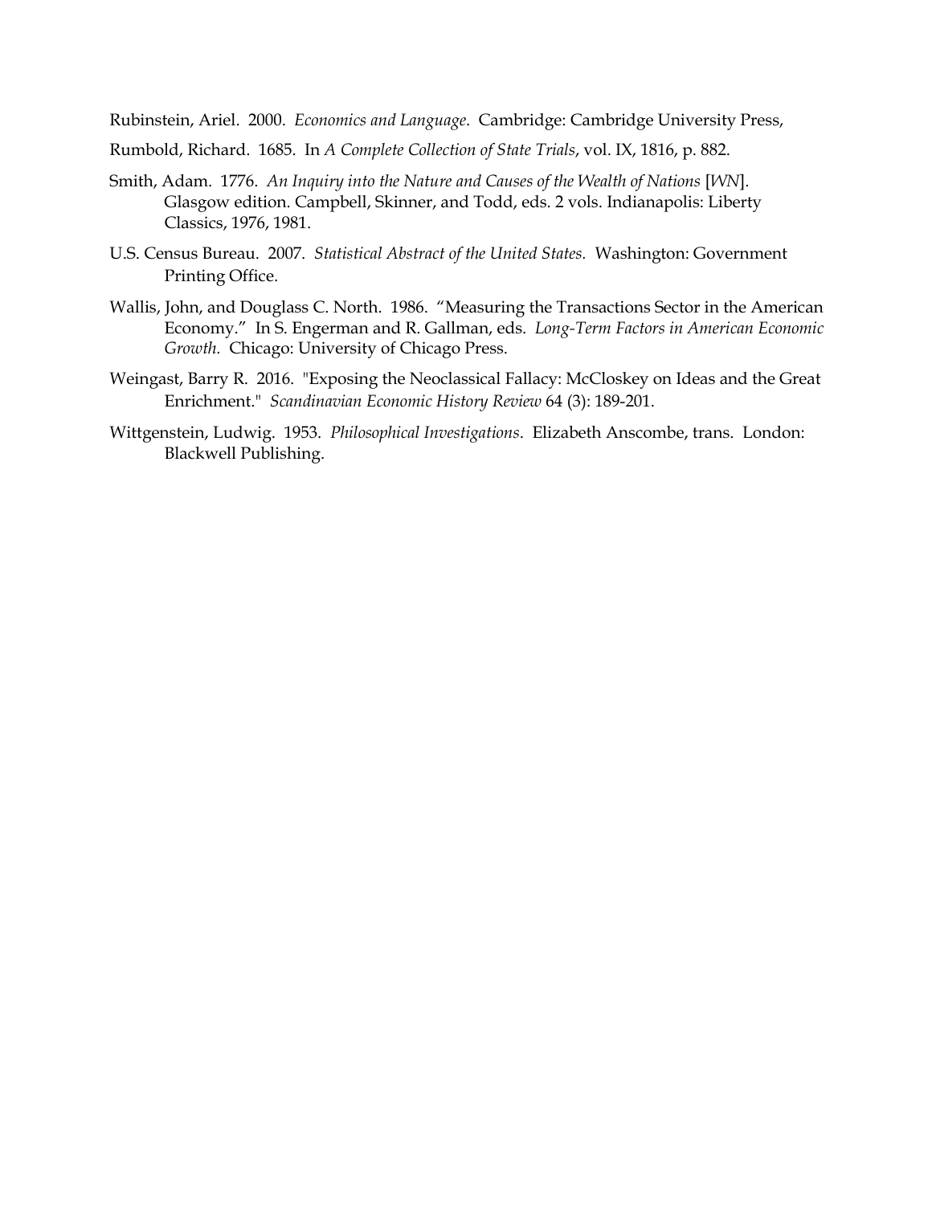Rubinstein, Ariel. 2000. *Economics and Language*. Cambridge: Cambridge University Press,

Rumbold, Richard. 1685. In *A Complete Collection of State Trials*, vol. IX, 1816, p. 882.

Smith, Adam. 1776. *An Inquiry into the Nature and Causes of the Wealth of Nations* [*WN*]. Glasgow edition. Campbell, Skinner, and Todd, eds. 2 vols. Indianapolis: Liberty Classics, 1976, 1981.

U.S. Census Bureau. 2007. *Statistical Abstract of the United States.* Washington: Government Printing Office.

Wallis, John, and Douglass C. North. 1986. "Measuring the Transactions Sector in the American Economy." In S. Engerman and R. Gallman, eds. *Long-Term Factors in American Economic Growth.* Chicago: University of Chicago Press.

Weingast, Barry R. 2016. "Exposing the Neoclassical Fallacy: McCloskey on Ideas and the Great Enrichment." *Scandinavian Economic History Review* 64 (3): 189-201.

Wittgenstein, Ludwig. 1953. *Philosophical Investigations*. Elizabeth Anscombe, trans. London: Blackwell Publishing.